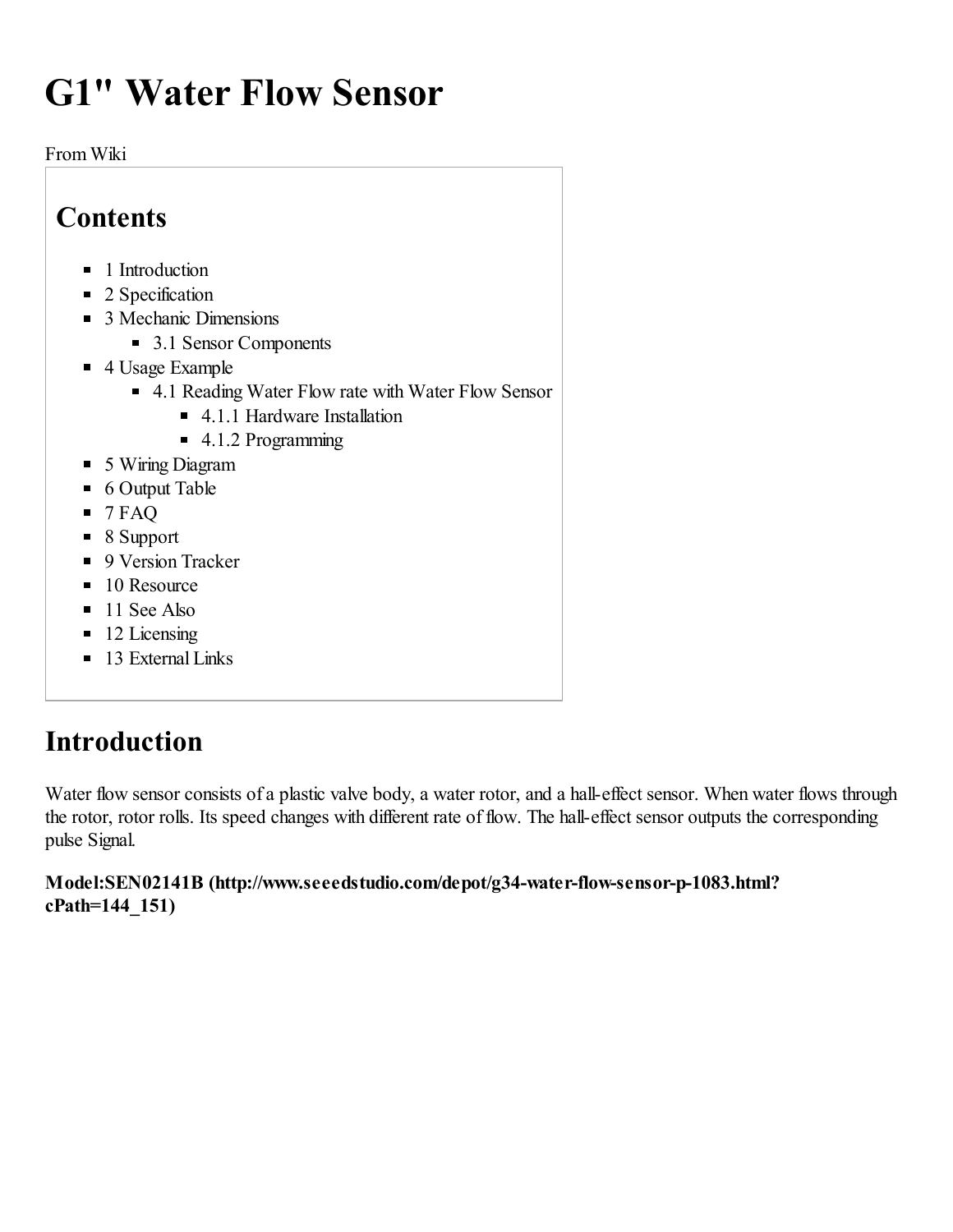# G1" Water Flow Sensor

From Wiki

## Contents

- 1 Introduction
- 2 Specification
- 3 Mechanic Dimensions
  - 3.1 Sensor Components
- 4 Usage Example
  - 4.1 Reading Water Flow rate with Water Flow Sensor
    - 4.1.1 Hardware Installation
    - 4.1.2 Programming
- 5 Wiring Diagram
- 6 Output Table
- 7 FAQ
- 8 Support
- 9 Version Tracker
- 10 Resource
- 11 See Also
- 12 Licensing
- 13 External Links

## Introduction

Water flow sensor consists of a plastic valve body, a water rotor, and a hall-effect sensor. When water flows through the rotor, rotor rolls. Its speed changes with different rate of flow. The hall-effect sensor outputs the corresponding pulse Signal.

**Model:SEN02141B (http://www.seeedstudio.com/depot/g34-water-flow-sensor-p-1083.html?cPath=144_151)**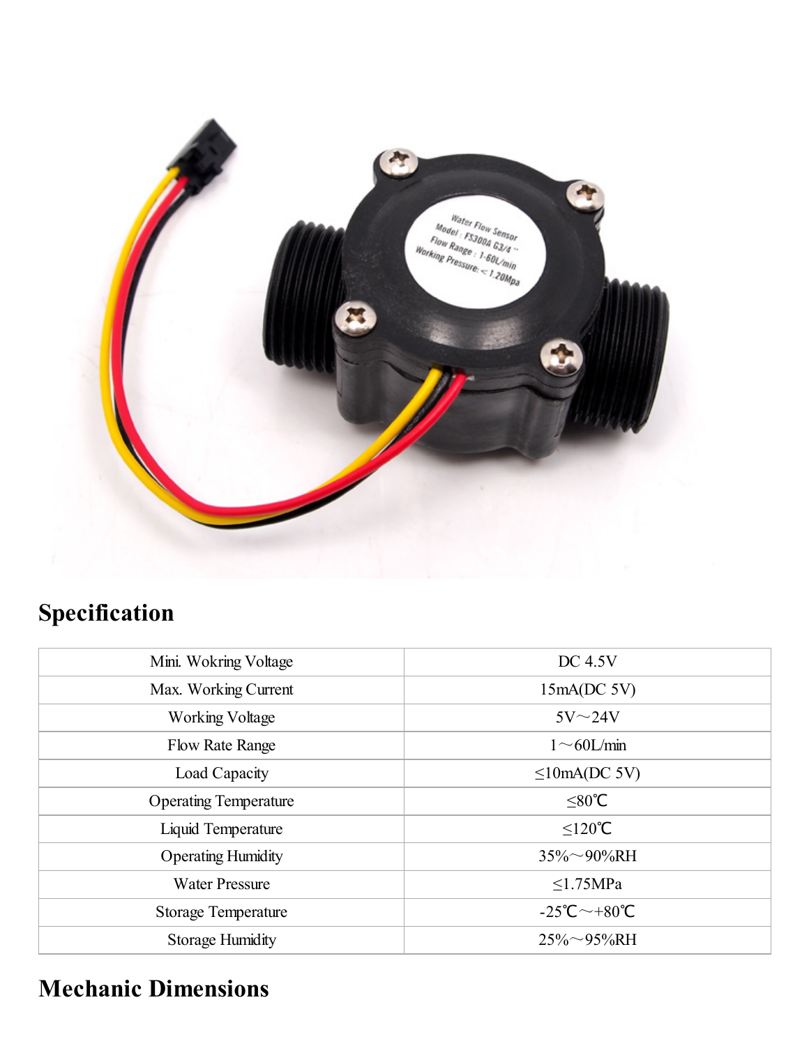## Specification

| Mini. Wokring Voltage | DC 4.5V |
|---|---|
| Max. Working Current | 15mA(DC 5V) |
| Working Voltage | 5V～24V |
| Flow Rate Range | 1～60L/min |
| Load Capacity | ≤10mA(DC 5V) |
| Operating Temperature | ≤80℃ |
| Liquid Temperature | ≤120℃ |
| Operating Humidity | 35%～90%RH |
| Water Pressure | ≤1.75MPa |
| Storage Temperature | -25℃～+80℃ |
| Storage Humidity | 25%～95%RH |

## Mechanic Dimensions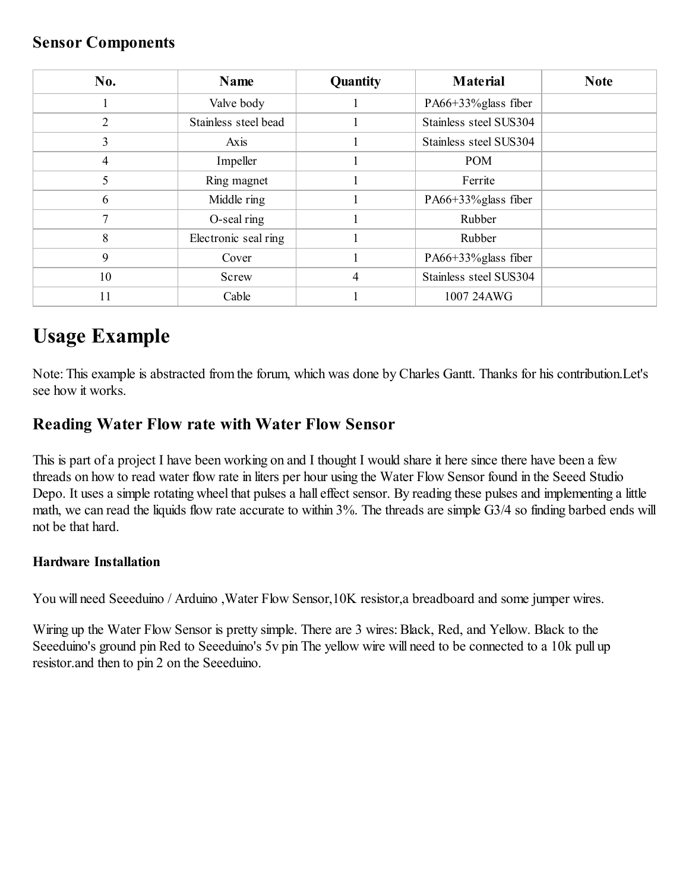### Sensor Components

| No. | Name | Quantity | Material | Note |
|---|---|---|---|---|
| 1 | Valve body | 1 | PA66+33%glass fiber | |
| 2 | Stainless steel bead | 1 | Stainless steel SUS304 | |
| 3 | Axis | 1 | Stainless steel SUS304 | |
| 4 | Impeller | 1 | POM | |
| 5 | Ring magnet | 1 | Ferrite | |
| 6 | Middle ring | 1 | PA66+33%glass fiber | |
| 7 | O-seal ring | 1 | Rubber | |
| 8 | Electronic seal ring | 1 | Rubber | |
| 9 | Cover | 1 | PA66+33%glass fiber | |
| 10 | Screw | 4 | Stainless steel SUS304 | |
| 11 | Cable | 1 | 1007 24AWG | |

# Usage Example

Note: This example is abstracted from the forum, which was done by Charles Gantt. Thanks for his contribution.Let's see how it works.

### Reading Water Flow rate with Water Flow Sensor

This is part of a project I have been working on and I thought I would share it here since there have been a few threads on how to read water flow rate in liters per hour using the Water Flow Sensor found in the Seeed Studio Depo. It uses a simple rotating wheel that pulses a hall effect sensor. By reading these pulses and implementing a little math, we can read the liquids flow rate accurate to within 3%. The threads are simple G3/4 so finding barbed ends will not be that hard.

#### Hardware Installation

You will need Seeeduino / Arduino ,Water Flow Sensor,10K resistor,a breadboard and some jumper wires.

Wiring up the Water Flow Sensor is pretty simple. There are 3 wires: Black, Red, and Yellow. Black to the Seeeduino's ground pin Red to Seeeduino's 5v pin The yellow wire will need to be connected to a 10k pull up resistor.and then to pin 2 on the Seeeduino.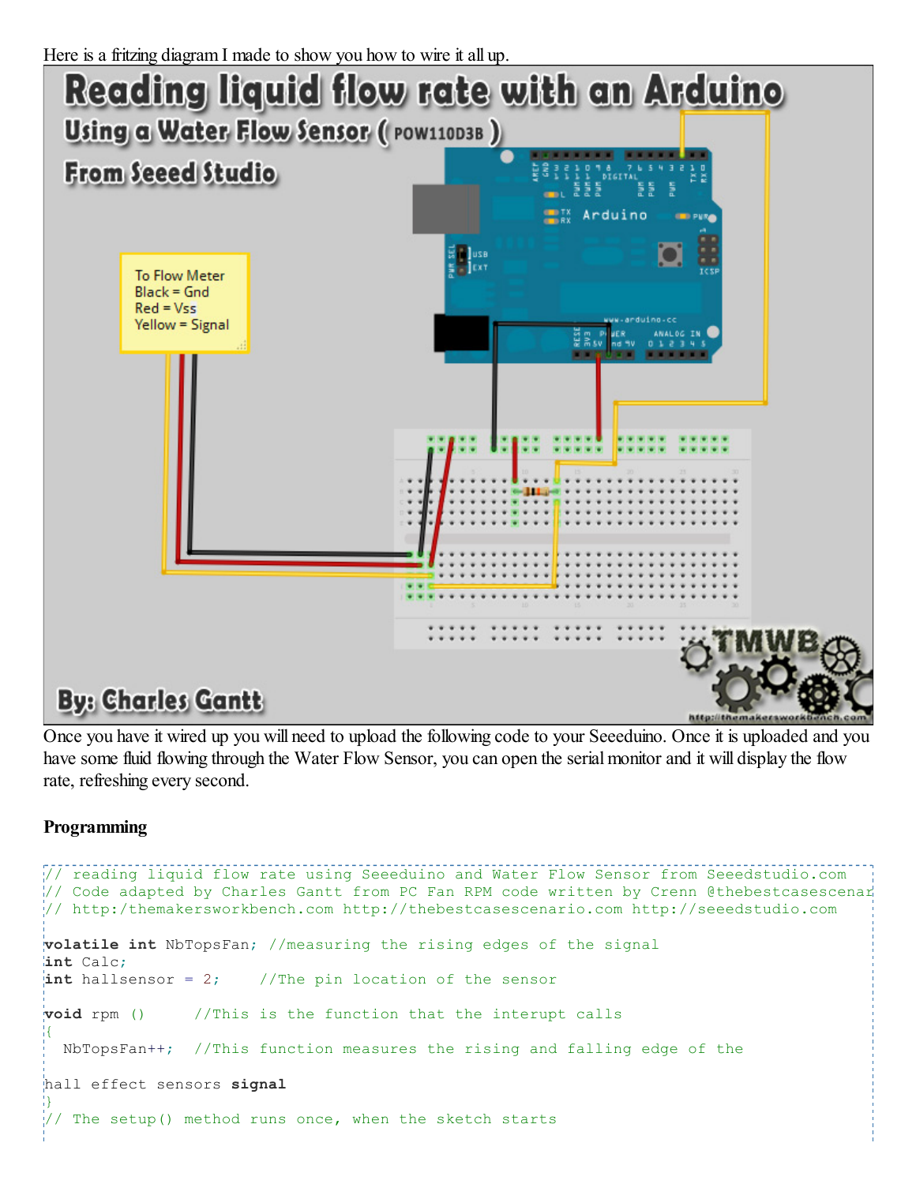Here is a fritzing diagram I made to show you how to wire it all up.

Once you have it wired up you will need to upload the following code to your Seeeduino. Once it is uploaded and you have some fluid flowing through the Water Flow Sensor, you can open the serial monitor and it will display the flow rate, refreshing every second.

**Programming**

```
// reading liquid flow rate using Seeeduino and Water Flow Sensor from Seeedstudio.com
// Code adapted by Charles Gantt from PC Fan RPM code written by Crenn @thebestcasescenar
// http:/themakersworkbench.com http://thebestcasescenario.com http://seeedstudio.com

volatile int NbTopsFan; //measuring the rising edges of the signal
int Calc;
int hallsensor = 2;    //The pin location of the sensor

void rpm ()     //This is the function that the interupt calls
{
  NbTopsFan++;  //This function measures the rising and falling edge of the

hall effect sensors signal
}
// The setup() method runs once, when the sketch starts
```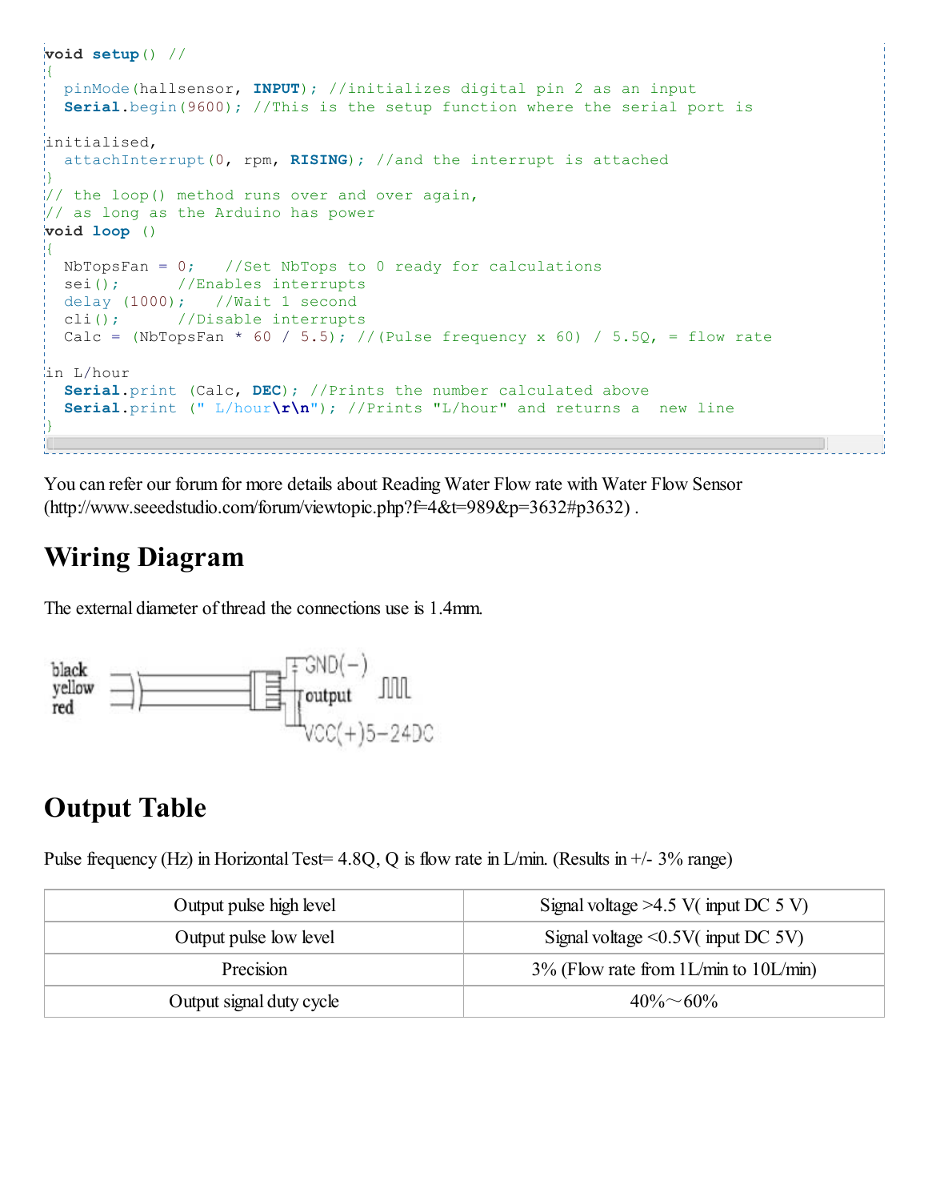```
void setup() //
{
  pinMode(hallsensor, INPUT); //initializes digital pin 2 as an input
  Serial.begin(9600); //This is the setup function where the serial port is

initialised,
  attachInterrupt(0, rpm, RISING); //and the interrupt is attached
}
// the loop() method runs over and over again,
// as long as the Arduino has power
void loop ()
{
  NbTopsFan = 0;   //Set NbTops to 0 ready for calculations
  sei();      //Enables interrupts
  delay (1000);   //Wait 1 second
  cli();      //Disable interrupts
  Calc = (NbTopsFan * 60 / 5.5); //(Pulse frequency x 60) / 5.5Q, = flow rate

in L/hour
  Serial.print (Calc, DEC); //Prints the number calculated above
  Serial.print (" L/hour\r\n"); //Prints "L/hour" and returns a  new line
}
```

You can refer our forum for more details about Reading Water Flow rate with Water Flow Sensor (http://www.seeedstudio.com/forum/viewtopic.php?f=4&t=989&p=3632#p3632) .

## Wiring Diagram

The external diameter of thread the connections use is 1.4mm.

black
yellow
red

GND(−)
output
VCC(+)5−24DC

## Output Table

Pulse frequency (Hz) in Horizontal Test= 4.8Q, Q is flow rate in L/min. (Results in +/- 3% range)

| Output pulse high level | Signal voltage >4.5 V( input DC 5 V) |
|---|---|
| Output pulse low level | Signal voltage <0.5V( input DC 5V) |
| Precision | 3% (Flow rate from 1L/min to 10L/min) |
| Output signal duty cycle | 40%～60% |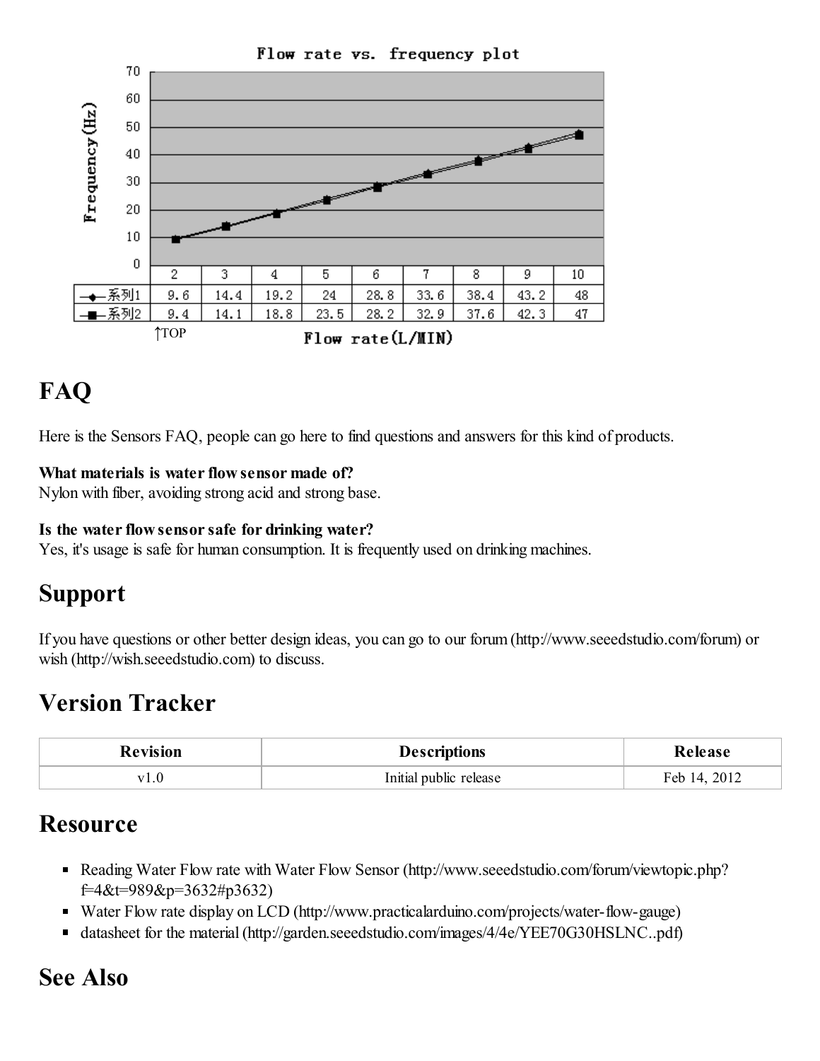Flow rate vs. frequency plot

| Flow rate(L/MIN) | 2 | 3 | 4 | 5 | 6 | 7 | 8 | 9 | 10 |
|---|---|---|---|---|---|---|---|---|---|
| 系列1 | 9.6 | 14.4 | 19.2 | 24 | 28.8 | 33.6 | 38.4 | 43.2 | 48 |
| 系列2 | 9.4 | 14.1 | 18.8 | 23.5 | 28.2 | 32.9 | 37.6 | 42.3 | 47 |

↑TOP

## FAQ

Here is the Sensors FAQ, people can go here to find questions and answers for this kind of products.

**What materials is water flow sensor made of?**
Nylon with fiber, avoiding strong acid and strong base.

**Is the water flow sensor safe for drinking water?**
Yes, it's usage is safe for human consumption. It is frequently used on drinking machines.

## Support

If you have questions or other better design ideas, you can go to our forum (http://www.seeedstudio.com/forum) or wish (http://wish.seeedstudio.com) to discuss.

## Version Tracker

| Revision | Descriptions | Release |
|---|---|---|
| v1.0 | Initial public release | Feb 14, 2012 |

## Resource

- Reading Water Flow rate with Water Flow Sensor (http://www.seeedstudio.com/forum/viewtopic.php?f=4&t=989&p=3632#p3632)
- Water Flow rate display on LCD (http://www.practicalarduino.com/projects/water-flow-gauge)
- datasheet for the material (http://garden.seeedstudio.com/images/4/4e/YEE70G30HSLNC..pdf)

## See Also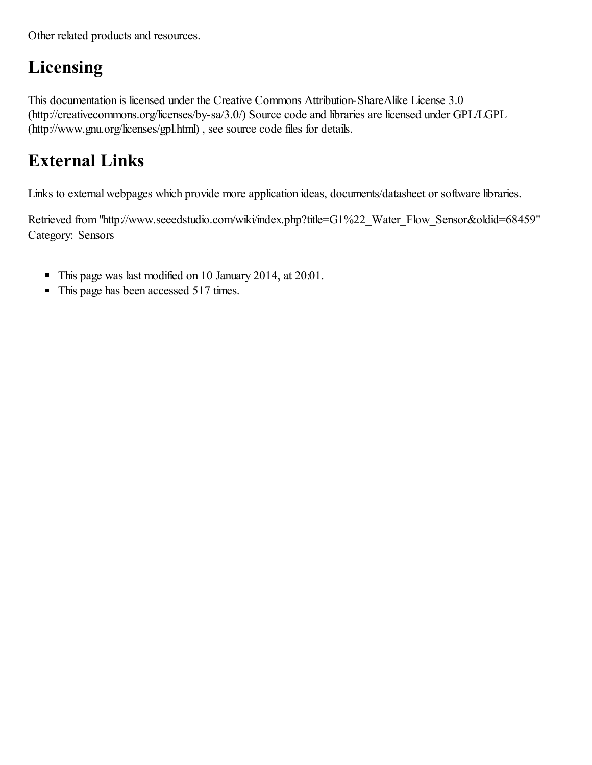Other related products and resources.

## Licensing

This documentation is licensed under the Creative Commons Attribution-ShareAlike License 3.0 (http://creativecommons.org/licenses/by-sa/3.0/) Source code and libraries are licensed under GPL/LGPL (http://www.gnu.org/licenses/gpl.html) , see source code files for details.

## External Links

Links to external webpages which provide more application ideas, documents/datasheet or software libraries.

Retrieved from "http://www.seeedstudio.com/wiki/index.php?title=G1%22_Water_Flow_Sensor&oldid=68459"
Category: Sensors

---

- This page was last modified on 10 January 2014, at 20:01.
- This page has been accessed 517 times.